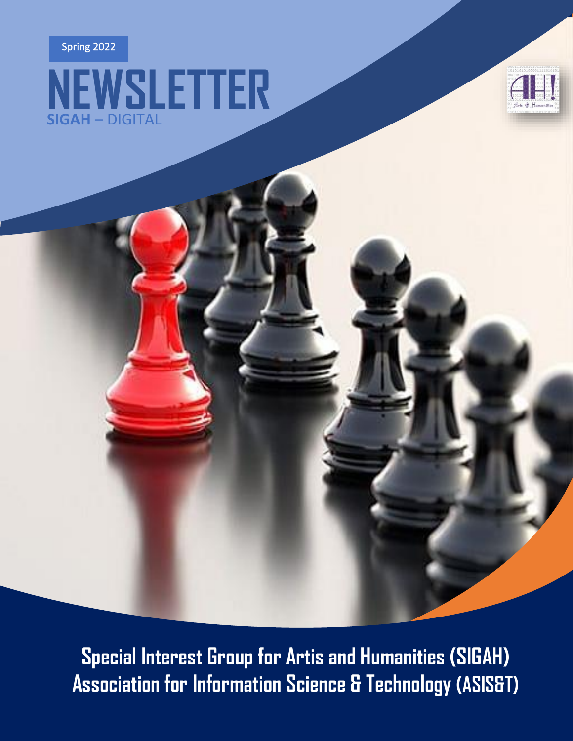Spring 2022

# NEWSLETTER

**SIGAH** – DIGITAL

**Special Interest Group for Artis and Humanities (SIGAH)**
**Association for Information Science & Technology (ASIS&T)**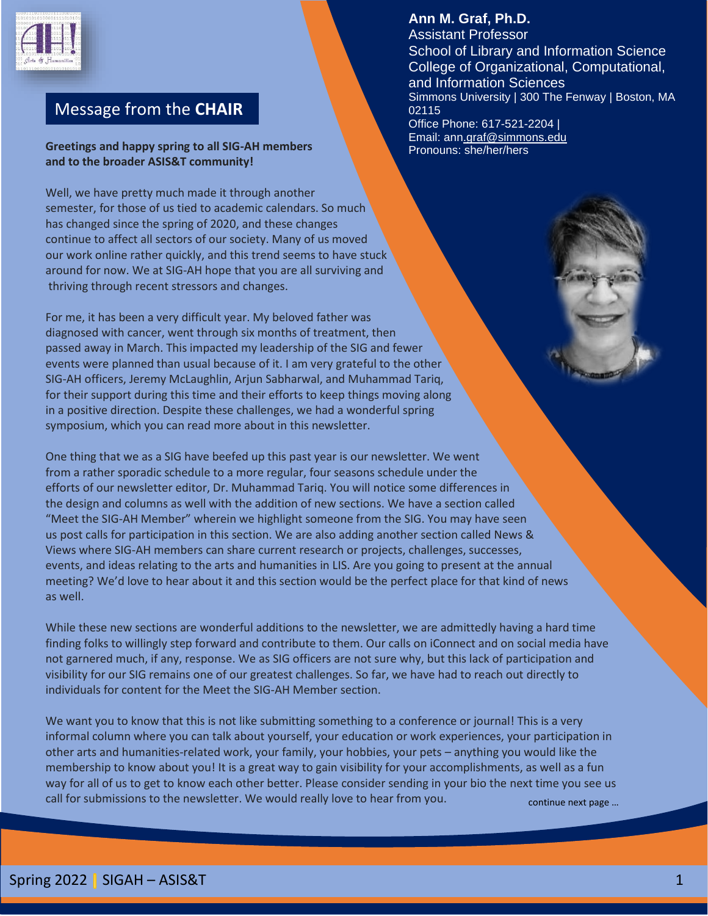## Message from the **CHAIR**

**Ann M. Graf, Ph.D.**
Assistant Professor
School of Library and Information Science
College of Organizational, Computational, and Information Sciences
Simmons University | 300 The Fenway | Boston, MA 02115
Office Phone: 617-521-2204 |
Email: ann.graf@simmons.edu
Pronouns: she/her/hers

**Greetings and happy spring to all SIG-AH members and to the broader ASIS&T community!**

Well, we have pretty much made it through another semester, for those of us tied to academic calendars. So much has changed since the spring of 2020, and these changes continue to affect all sectors of our society. Many of us moved our work online rather quickly, and this trend seems to have stuck around for now. We at SIG-AH hope that you are all surviving and thriving through recent stressors and changes.

For me, it has been a very difficult year. My beloved father was diagnosed with cancer, went through six months of treatment, then passed away in March. This impacted my leadership of the SIG and fewer events were planned than usual because of it. I am very grateful to the other SIG-AH officers, Jeremy McLaughlin, Arjun Sabharwal, and Muhammad Tariq, for their support during this time and their efforts to keep things moving along in a positive direction. Despite these challenges, we had a wonderful spring symposium, which you can read more about in this newsletter.

One thing that we as a SIG have beefed up this past year is our newsletter. We went from a rather sporadic schedule to a more regular, four seasons schedule under the efforts of our newsletter editor, Dr. Muhammad Tariq. You will notice some differences in the design and columns as well with the addition of new sections. We have a section called "Meet the SIG-AH Member" wherein we highlight someone from the SIG. You may have seen us post calls for participation in this section. We are also adding another section called News & Views where SIG-AH members can share current research or projects, challenges, successes, events, and ideas relating to the arts and humanities in LIS. Are you going to present at the annual meeting? We'd love to hear about it and this section would be the perfect place for that kind of news as well.

While these new sections are wonderful additions to the newsletter, we are admittedly having a hard time finding folks to willingly step forward and contribute to them. Our calls on iConnect and on social media have not garnered much, if any, response. We as SIG officers are not sure why, but this lack of participation and visibility for our SIG remains one of our greatest challenges. So far, we have had to reach out directly to individuals for content for the Meet the SIG-AH Member section.

We want you to know that this is not like submitting something to a conference or journal! This is a very informal column where you can talk about yourself, your education or work experiences, your participation in other arts and humanities-related work, your family, your hobbies, your pets – anything you would like the membership to know about you! It is a great way to gain visibility for your accomplishments, as well as a fun way for all of us to get to know each other better. Please consider sending in your bio the next time you see us call for submissions to the newsletter. We would really love to hear from you.

continue next page …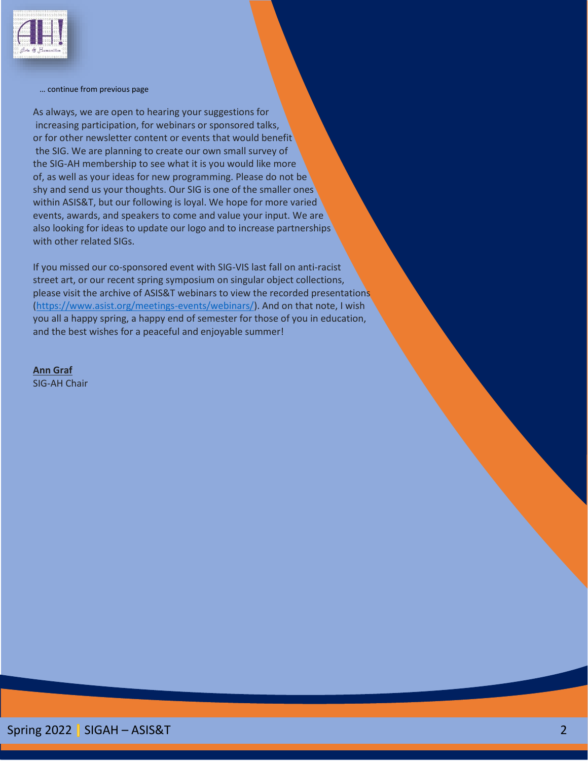… continue from previous page

As always, we are open to hearing your suggestions for increasing participation, for webinars or sponsored talks, or for other newsletter content or events that would benefit the SIG. We are planning to create our own small survey of the SIG-AH membership to see what it is you would like more of, as well as your ideas for new programming. Please do not be shy and send us your thoughts. Our SIG is one of the smaller ones within ASIS&T, but our following is loyal. We hope for more varied events, awards, and speakers to come and value your input. We are also looking for ideas to update our logo and to increase partnerships with other related SIGs.

If you missed our co-sponsored event with SIG-VIS last fall on anti-racist street art, or our recent spring symposium on singular object collections, please visit the archive of ASIS&T webinars to view the recorded presentations (https://www.asist.org/meetings-events/webinars/). And on that note, I wish you all a happy spring, a happy end of semester for those of you in education, and the best wishes for a peaceful and enjoyable summer!

**Ann Graf**
SIG-AH Chair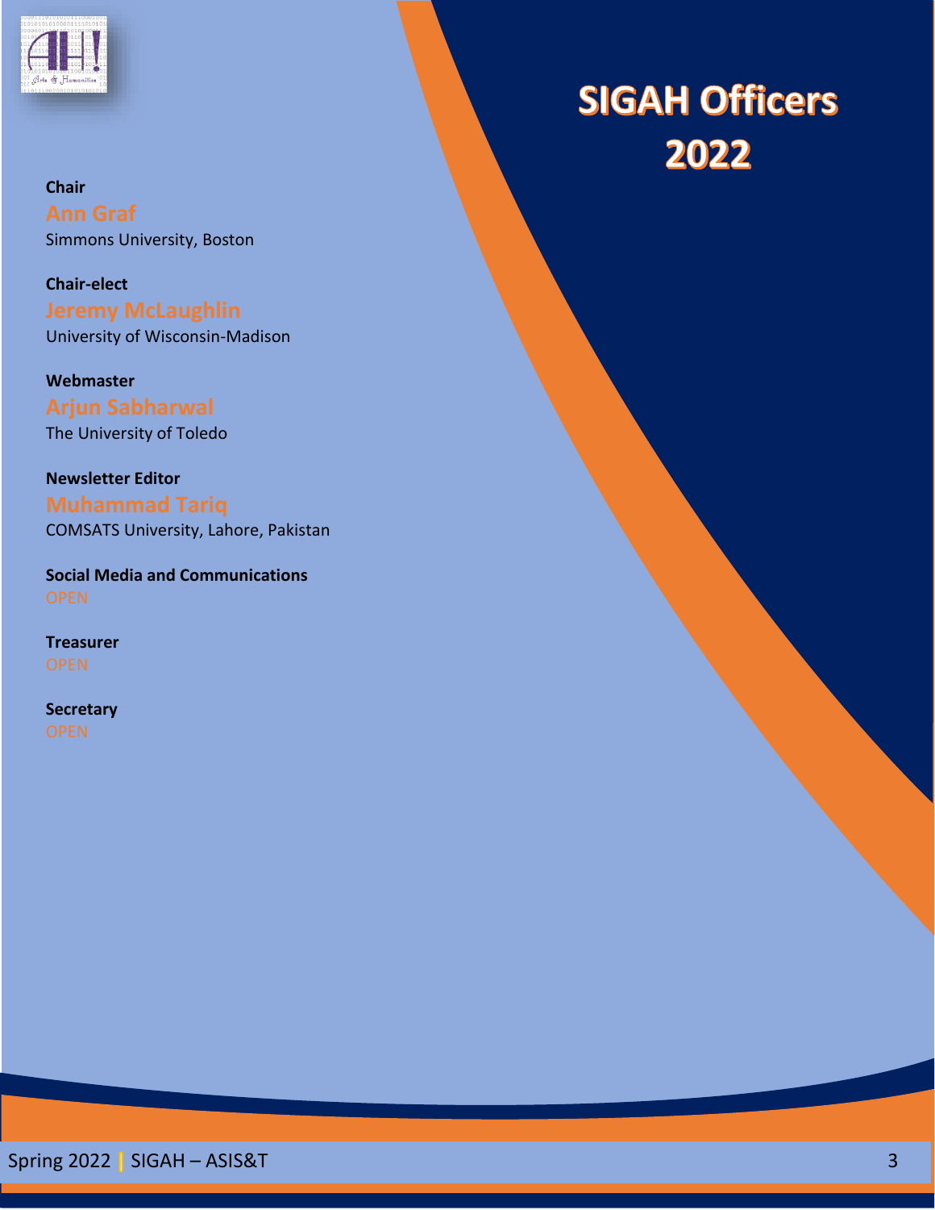# SIGAH Officers 2022

**Chair**
Ann Graf
Simmons University, Boston

**Chair-elect**
Jeremy McLaughlin
University of Wisconsin-Madison

**Webmaster**
Arjun Sabharwal
The University of Toledo

**Newsletter Editor**
Muhammad Tariq
COMSATS University, Lahore, Pakistan

**Social Media and Communications**
OPEN

**Treasurer**
OPEN

**Secretary**
OPEN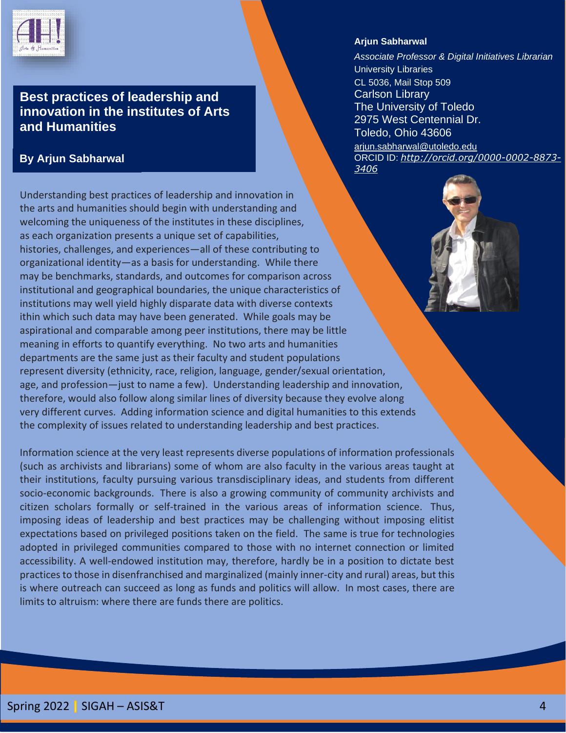# Best practices of leadership and innovation in the institutes of Arts and Humanities

**By Arjun Sabharwal**

**Arjun Sabharwal**

*Associate Professor & Digital Initiatives Librarian*
University Libraries
CL 5036, Mail Stop 509
Carlson Library
The University of Toledo
2975 West Centennial Dr.
Toledo, Ohio 43606
arjun.sabharwal@utoledo.edu
ORCID ID: *http://orcid.org/0000-0002-8873-3406*

Understanding best practices of leadership and innovation in the arts and humanities should begin with understanding and welcoming the uniqueness of the institutes in these disciplines, as each organization presents a unique set of capabilities, histories, challenges, and experiences—all of these contributing to organizational identity—as a basis for understanding. While there may be benchmarks, standards, and outcomes for comparison across institutional and geographical boundaries, the unique characteristics of institutions may well yield highly disparate data with diverse contexts ithin which such data may have been generated. While goals may be aspirational and comparable among peer institutions, there may be little meaning in efforts to quantify everything. No two arts and humanities departments are the same just as their faculty and student populations represent diversity (ethnicity, race, religion, language, gender/sexual orientation, age, and profession—just to name a few). Understanding leadership and innovation, therefore, would also follow along similar lines of diversity because they evolve along very different curves. Adding information science and digital humanities to this extends the complexity of issues related to understanding leadership and best practices.

Information science at the very least represents diverse populations of information professionals (such as archivists and librarians) some of whom are also faculty in the various areas taught at their institutions, faculty pursuing various transdisciplinary ideas, and students from different socio-economic backgrounds. There is also a growing community of community archivists and citizen scholars formally or self-trained in the various areas of information science. Thus, imposing ideas of leadership and best practices may be challenging without imposing elitist expectations based on privileged positions taken on the field. The same is true for technologies adopted in privileged communities compared to those with no internet connection or limited accessibility. A well-endowed institution may, therefore, hardly be in a position to dictate best practices to those in disenfranchised and marginalized (mainly inner-city and rural) areas, but this is where outreach can succeed as long as funds and politics will allow. In most cases, there are limits to altruism: where there are funds there are politics.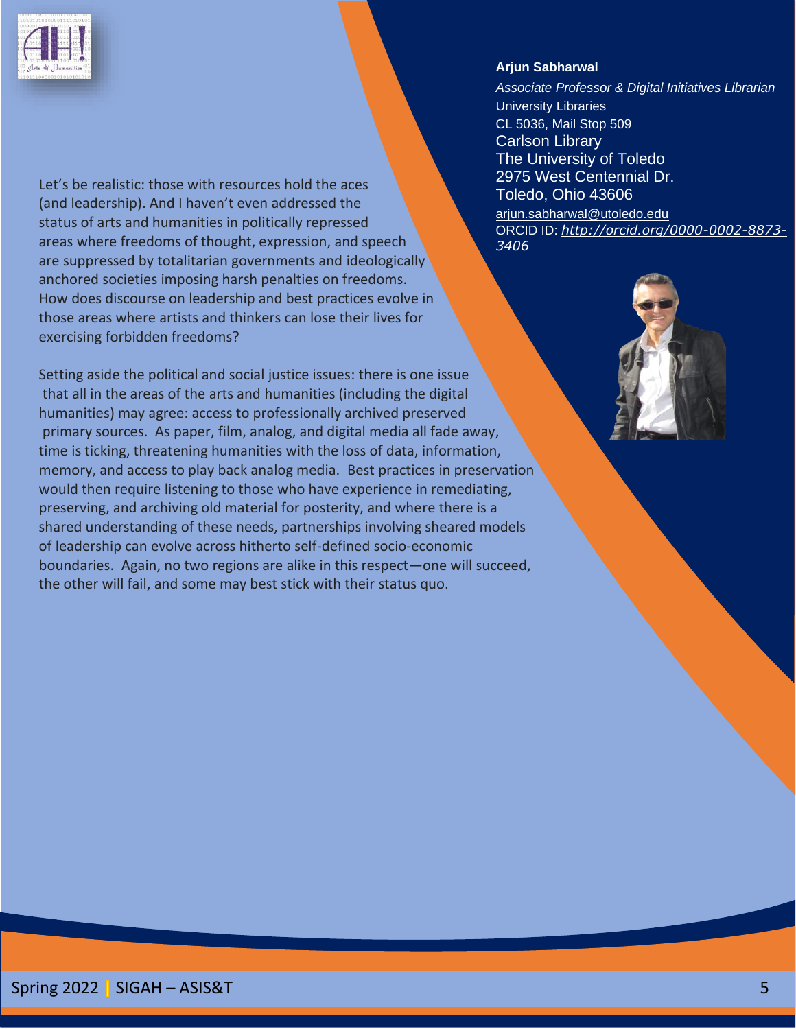**Arjun Sabharwal**

*Associate Professor & Digital Initiatives Librarian*
University Libraries
CL 5036, Mail Stop 509
Carlson Library
The University of Toledo
2975 West Centennial Dr.
Toledo, Ohio 43606
arjun.sabharwal@utoledo.edu
ORCID ID: *http://orcid.org/0000-0002-8873-3406*

Let's be realistic: those with resources hold the aces (and leadership). And I haven't even addressed the status of arts and humanities in politically repressed areas where freedoms of thought, expression, and speech are suppressed by totalitarian governments and ideologically anchored societies imposing harsh penalties on freedoms. How does discourse on leadership and best practices evolve in those areas where artists and thinkers can lose their lives for exercising forbidden freedoms?

Setting aside the political and social justice issues: there is one issue that all in the areas of the arts and humanities (including the digital humanities) may agree: access to professionally archived preserved primary sources. As paper, film, analog, and digital media all fade away, time is ticking, threatening humanities with the loss of data, information, memory, and access to play back analog media. Best practices in preservation would then require listening to those who have experience in remediating, preserving, and archiving old material for posterity, and where there is a shared understanding of these needs, partnerships involving sheared models of leadership can evolve across hitherto self-defined socio-economic boundaries. Again, no two regions are alike in this respect—one will succeed, the other will fail, and some may best stick with their status quo.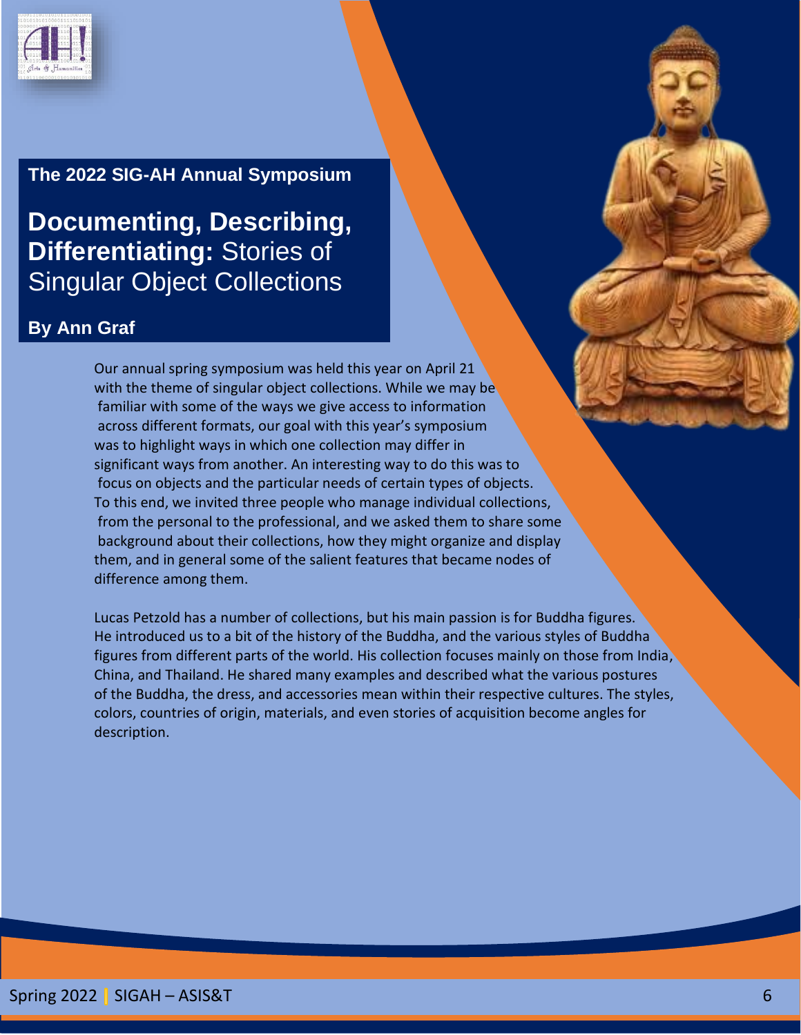## The 2022 SIG-AH Annual Symposium

# **Documenting, Describing, Differentiating:** Stories of Singular Object Collections

### By Ann Graf

Our annual spring symposium was held this year on April 21 with the theme of singular object collections. While we may be familiar with some of the ways we give access to information across different formats, our goal with this year's symposium was to highlight ways in which one collection may differ in significant ways from another. An interesting way to do this was to focus on objects and the particular needs of certain types of objects. To this end, we invited three people who manage individual collections, from the personal to the professional, and we asked them to share some background about their collections, how they might organize and display them, and in general some of the salient features that became nodes of difference among them.

Lucas Petzold has a number of collections, but his main passion is for Buddha figures. He introduced us to a bit of the history of the Buddha, and the various styles of Buddha figures from different parts of the world. His collection focuses mainly on those from India, China, and Thailand. He shared many examples and described what the various postures of the Buddha, the dress, and accessories mean within their respective cultures. The styles, colors, countries of origin, materials, and even stories of acquisition become angles for description.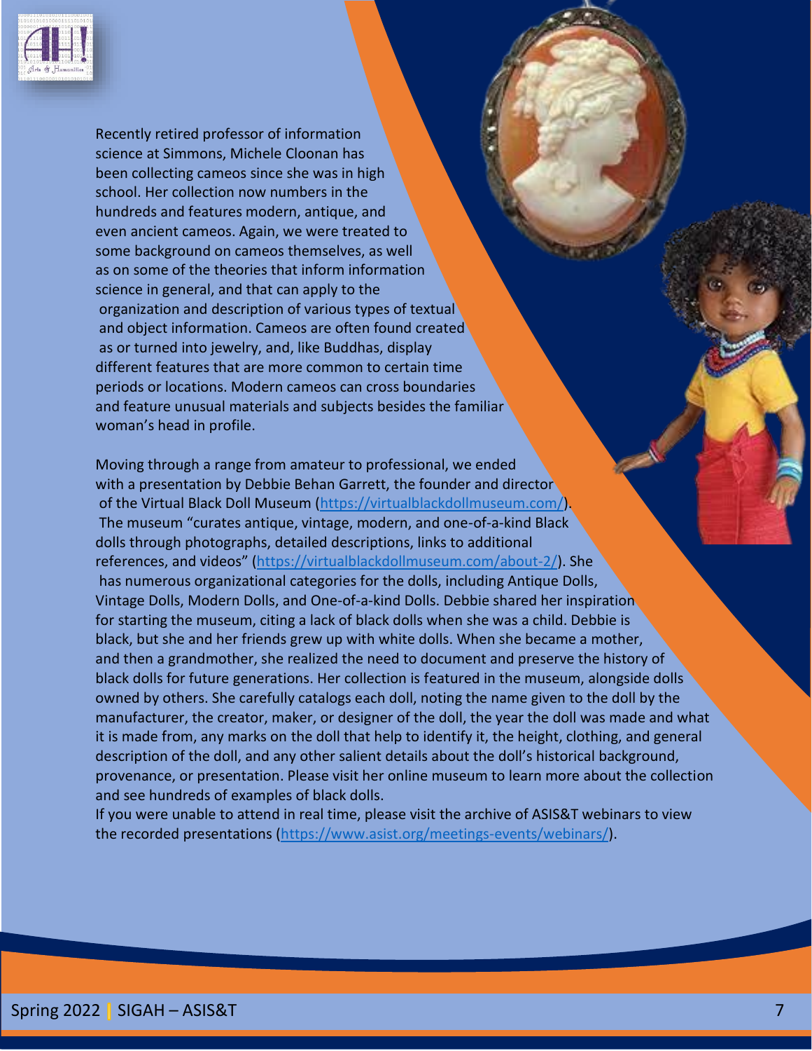Recently retired professor of information science at Simmons, Michele Cloonan has been collecting cameos since she was in high school. Her collection now numbers in the hundreds and features modern, antique, and even ancient cameos. Again, we were treated to some background on cameos themselves, as well as on some of the theories that inform information science in general, and that can apply to the organization and description of various types of textual and object information. Cameos are often found created as or turned into jewelry, and, like Buddhas, display different features that are more common to certain time periods or locations. Modern cameos can cross boundaries and feature unusual materials and subjects besides the familiar woman's head in profile.

Moving through a range from amateur to professional, we ended with a presentation by Debbie Behan Garrett, the founder and director of the Virtual Black Doll Museum (https://virtualblackdollmuseum.com/). The museum "curates antique, vintage, modern, and one-of-a-kind Black dolls through photographs, detailed descriptions, links to additional references, and videos" (https://virtualblackdollmuseum.com/about-2/). She has numerous organizational categories for the dolls, including Antique Dolls, Vintage Dolls, Modern Dolls, and One-of-a-kind Dolls. Debbie shared her inspiration for starting the museum, citing a lack of black dolls when she was a child. Debbie is black, but she and her friends grew up with white dolls. When she became a mother, and then a grandmother, she realized the need to document and preserve the history of black dolls for future generations. Her collection is featured in the museum, alongside dolls owned by others. She carefully catalogs each doll, noting the name given to the doll by the manufacturer, the creator, maker, or designer of the doll, the year the doll was made and what it is made from, any marks on the doll that help to identify it, the height, clothing, and general description of the doll, and any other salient details about the doll's historical background, provenance, or presentation. Please visit her online museum to learn more about the collection and see hundreds of examples of black dolls.

If you were unable to attend in real time, please visit the archive of ASIS&T webinars to view the recorded presentations (https://www.asist.org/meetings-events/webinars/).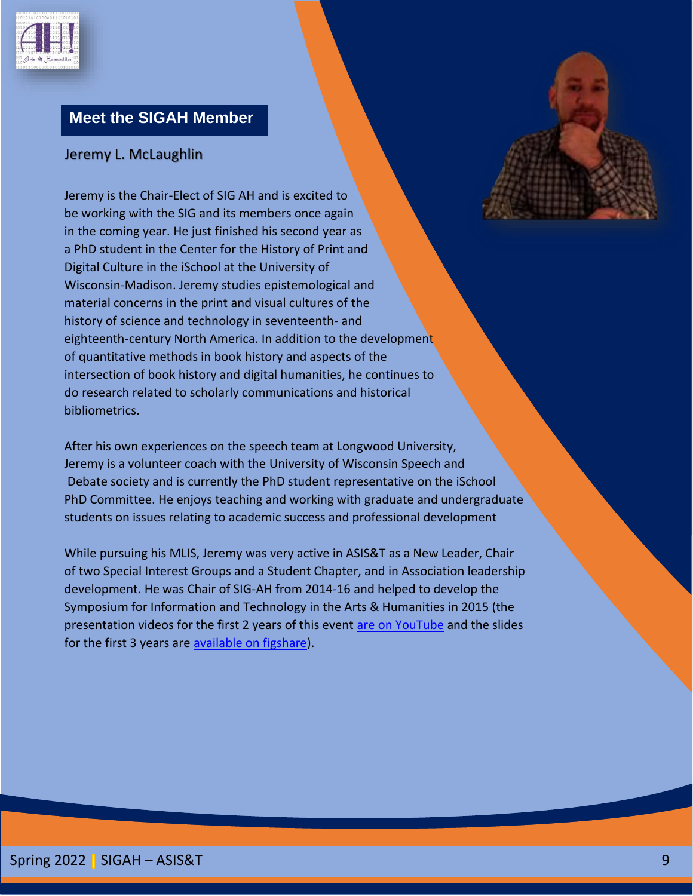## Meet the SIGAH Member

### Jeremy L. McLaughlin

Jeremy is the Chair-Elect of SIG AH and is excited to be working with the SIG and its members once again in the coming year. He just finished his second year as a PhD student in the Center for the History of Print and Digital Culture in the iSchool at the University of Wisconsin-Madison. Jeremy studies epistemological and material concerns in the print and visual cultures of the history of science and technology in seventeenth- and eighteenth-century North America. In addition to the development of quantitative methods in book history and aspects of the intersection of book history and digital humanities, he continues to do research related to scholarly communications and historical bibliometrics.

After his own experiences on the speech team at Longwood University, Jeremy is a volunteer coach with the University of Wisconsin Speech and Debate society and is currently the PhD student representative on the iSchool PhD Committee. He enjoys teaching and working with graduate and undergraduate students on issues relating to academic success and professional development

While pursuing his MLIS, Jeremy was very active in ASIS&T as a New Leader, Chair of two Special Interest Groups and a Student Chapter, and in Association leadership development. He was Chair of SIG-AH from 2014-16 and helped to develop the Symposium for Information and Technology in the Arts & Humanities in 2015 (the presentation videos for the first 2 years of this event are on YouTube and the slides for the first 3 years are available on figshare).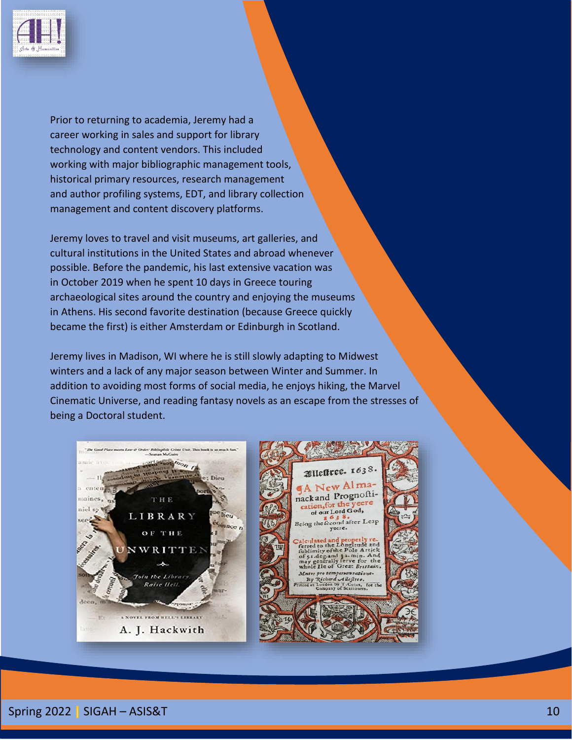Prior to returning to academia, Jeremy had a career working in sales and support for library technology and content vendors. This included working with major bibliographic management tools, historical primary resources, research management and author profiling systems, EDT, and library collection management and content discovery platforms.

Jeremy loves to travel and visit museums, art galleries, and cultural institutions in the United States and abroad whenever possible. Before the pandemic, his last extensive vacation was in October 2019 when he spent 10 days in Greece touring archaeological sites around the country and enjoying the museums in Athens. His second favorite destination (because Greece quickly became the first) is either Amsterdam or Edinburgh in Scotland.

Jeremy lives in Madison, WI where he is still slowly adapting to Midwest winters and a lack of any major season between Winter and Summer. In addition to avoiding most forms of social media, he enjoys hiking, the Marvel Cinematic Universe, and reading fantasy novels as an escape from the stresses of being a Doctoral student.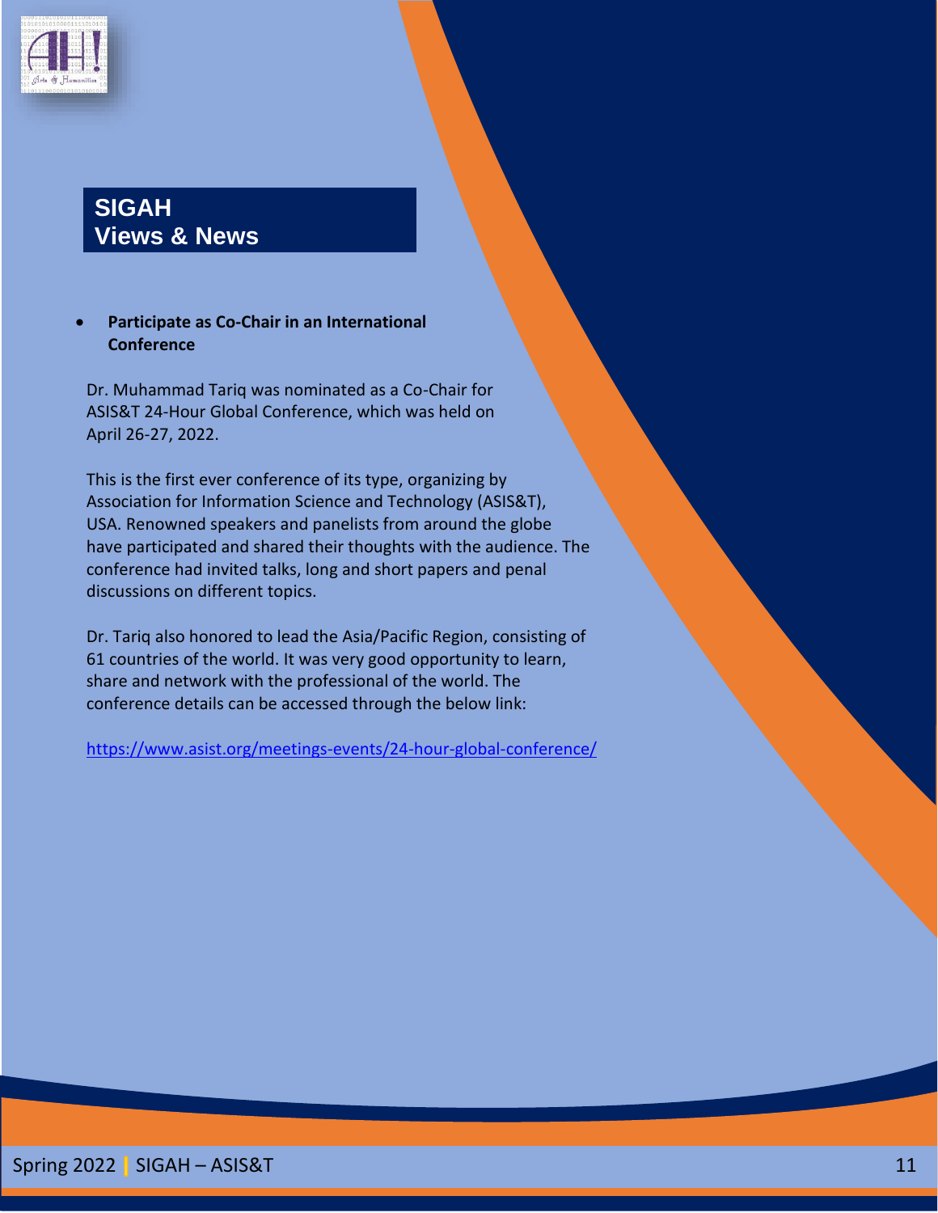## SIGAH Views & News

- **Participate as Co-Chair in an International Conference**

Dr. Muhammad Tariq was nominated as a Co-Chair for ASIS&T 24-Hour Global Conference, which was held on April 26-27, 2022.

This is the first ever conference of its type, organizing by Association for Information Science and Technology (ASIS&T), USA. Renowned speakers and panelists from around the globe have participated and shared their thoughts with the audience. The conference had invited talks, long and short papers and penal discussions on different topics.

Dr. Tariq also honored to lead the Asia/Pacific Region, consisting of 61 countries of the world. It was very good opportunity to learn, share and network with the professional of the world. The conference details can be accessed through the below link:

https://www.asist.org/meetings-events/24-hour-global-conference/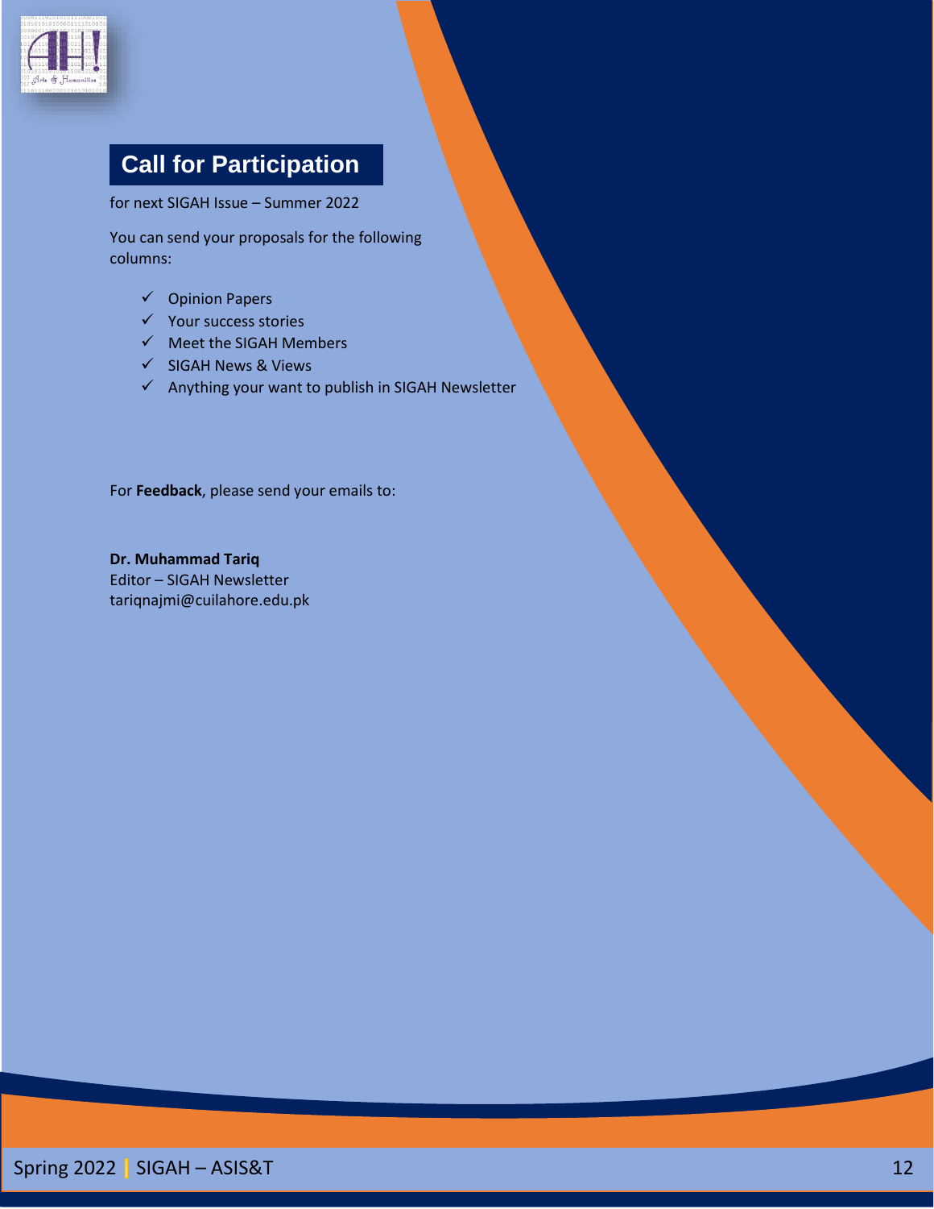## Call for Participation

for next SIGAH Issue – Summer 2022

You can send your proposals for the following columns:

- ✓ Opinion Papers
- ✓ Your success stories
- ✓ Meet the SIGAH Members
- ✓ SIGAH News & Views
- ✓ Anything your want to publish in SIGAH Newsletter

For **Feedback**, please send your emails to:

**Dr. Muhammad Tariq**
Editor – SIGAH Newsletter
tariqnajmi@cuilahore.edu.pk